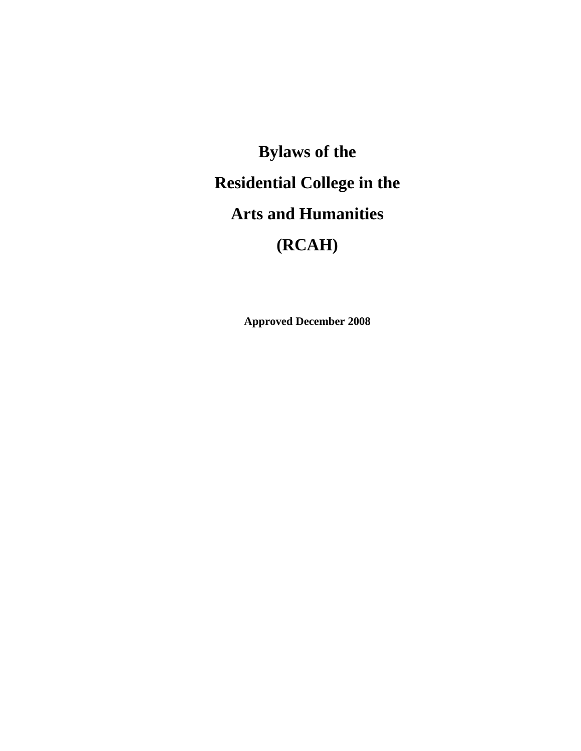# Bylaws of the Residential College in the Arts and Humanities (RCAH)

**Approved December 2008**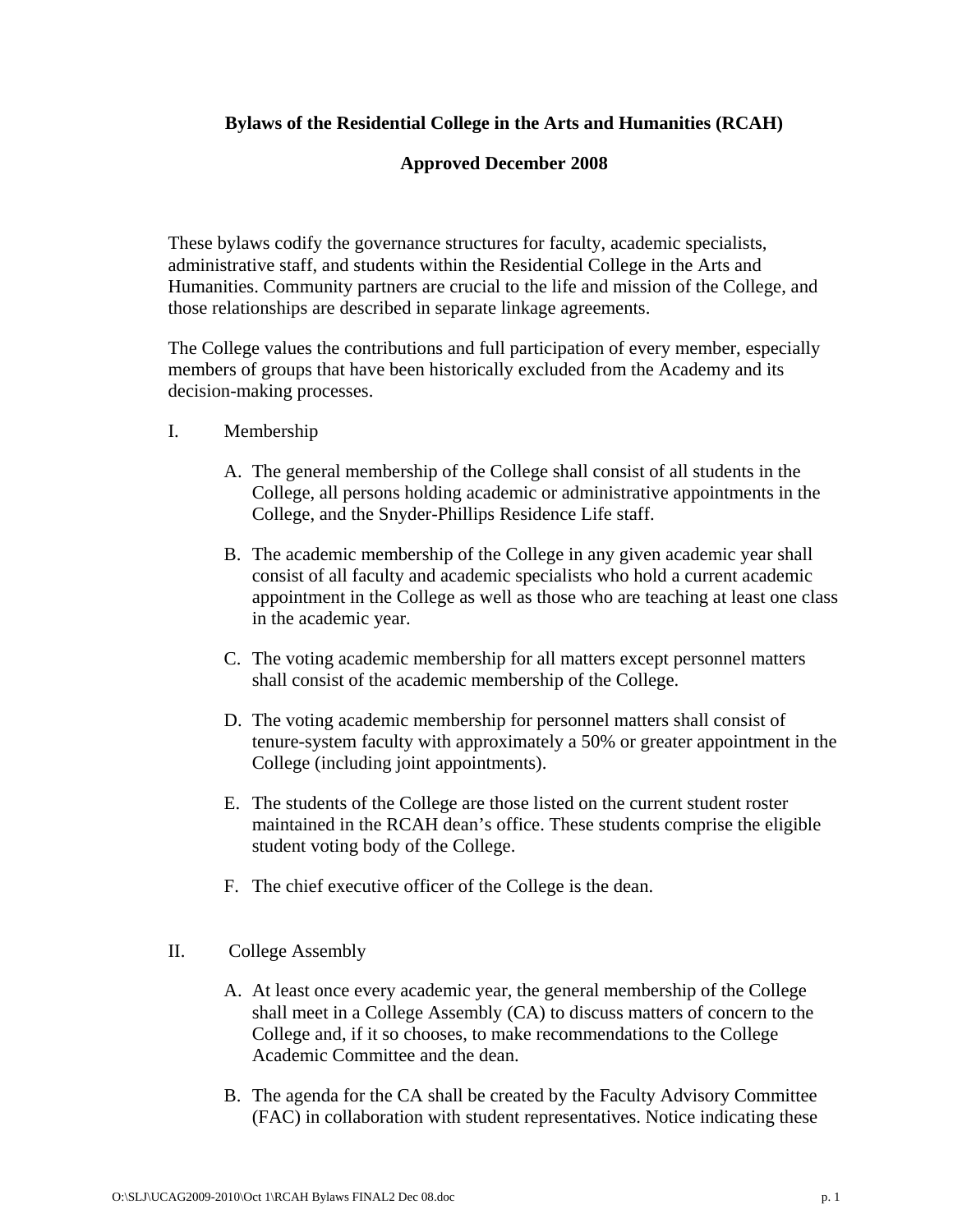**Bylaws of the Residential College in the Arts and Humanities (RCAH)**

**Approved December 2008**

These bylaws codify the governance structures for faculty, academic specialists, administrative staff, and students within the Residential College in the Arts and Humanities. Community partners are crucial to the life and mission of the College, and those relationships are described in separate linkage agreements.

The College values the contributions and full participation of every member, especially members of groups that have been historically excluded from the Academy and its decision-making processes.

I. Membership

A. The general membership of the College shall consist of all students in the College, all persons holding academic or administrative appointments in the College, and the Snyder-Phillips Residence Life staff.

B. The academic membership of the College in any given academic year shall consist of all faculty and academic specialists who hold a current academic appointment in the College as well as those who are teaching at least one class in the academic year.

C. The voting academic membership for all matters except personnel matters shall consist of the academic membership of the College.

D. The voting academic membership for personnel matters shall consist of tenure-system faculty with approximately a 50% or greater appointment in the College (including joint appointments).

E. The students of the College are those listed on the current student roster maintained in the RCAH dean's office. These students comprise the eligible student voting body of the College.

F. The chief executive officer of the College is the dean.

II. College Assembly

A. At least once every academic year, the general membership of the College shall meet in a College Assembly (CA) to discuss matters of concern to the College and, if it so chooses, to make recommendations to the College Academic Committee and the dean.

B. The agenda for the CA shall be created by the Faculty Advisory Committee (FAC) in collaboration with student representatives. Notice indicating these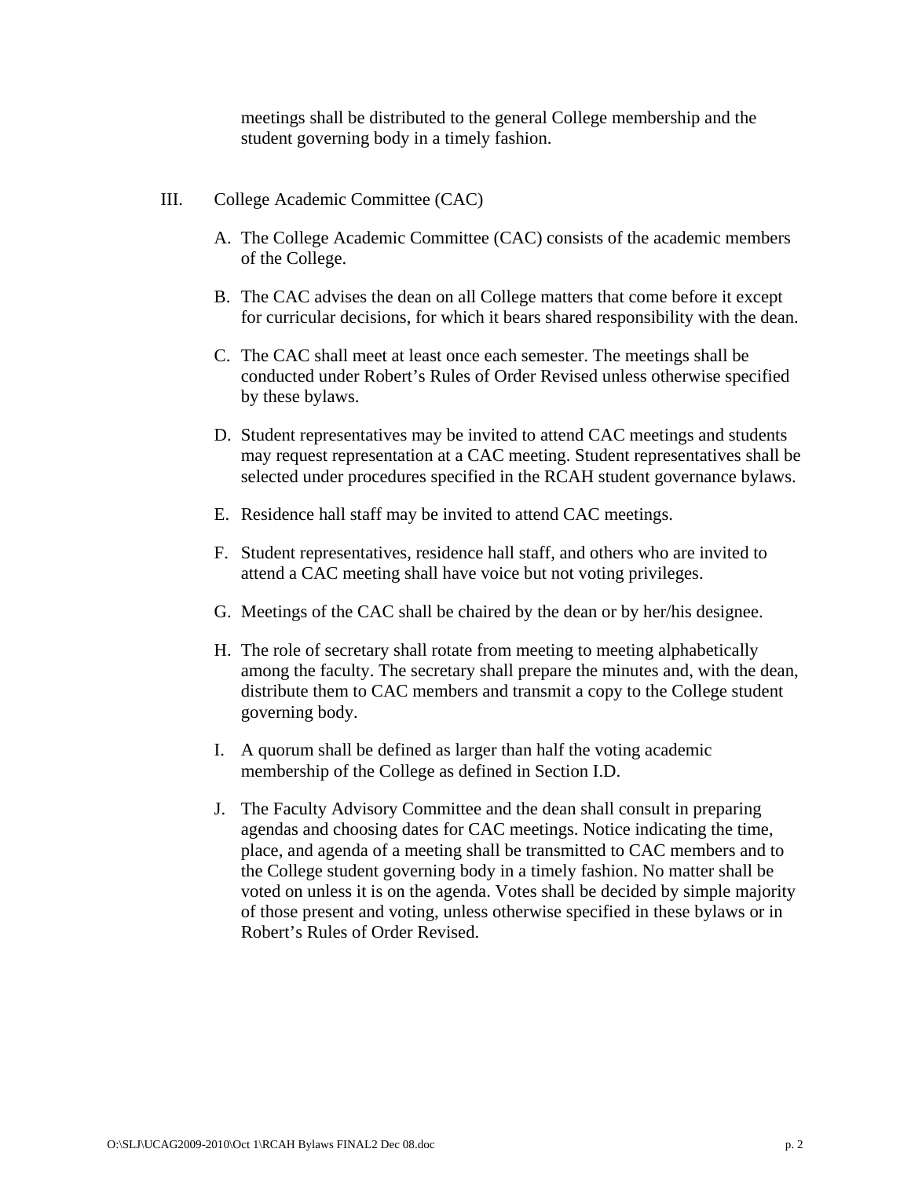meetings shall be distributed to the general College membership and the student governing body in a timely fashion.

## III. College Academic Committee (CAC)

A. The College Academic Committee (CAC) consists of the academic members of the College.

B. The CAC advises the dean on all College matters that come before it except for curricular decisions, for which it bears shared responsibility with the dean.

C. The CAC shall meet at least once each semester. The meetings shall be conducted under Robert's Rules of Order Revised unless otherwise specified by these bylaws.

D. Student representatives may be invited to attend CAC meetings and students may request representation at a CAC meeting. Student representatives shall be selected under procedures specified in the RCAH student governance bylaws.

E. Residence hall staff may be invited to attend CAC meetings.

F. Student representatives, residence hall staff, and others who are invited to attend a CAC meeting shall have voice but not voting privileges.

G. Meetings of the CAC shall be chaired by the dean or by her/his designee.

H. The role of secretary shall rotate from meeting to meeting alphabetically among the faculty. The secretary shall prepare the minutes and, with the dean, distribute them to CAC members and transmit a copy to the College student governing body.

I. A quorum shall be defined as larger than half the voting academic membership of the College as defined in Section I.D.

J. The Faculty Advisory Committee and the dean shall consult in preparing agendas and choosing dates for CAC meetings. Notice indicating the time, place, and agenda of a meeting shall be transmitted to CAC members and to the College student governing body in a timely fashion. No matter shall be voted on unless it is on the agenda. Votes shall be decided by simple majority of those present and voting, unless otherwise specified in these bylaws or in Robert's Rules of Order Revised.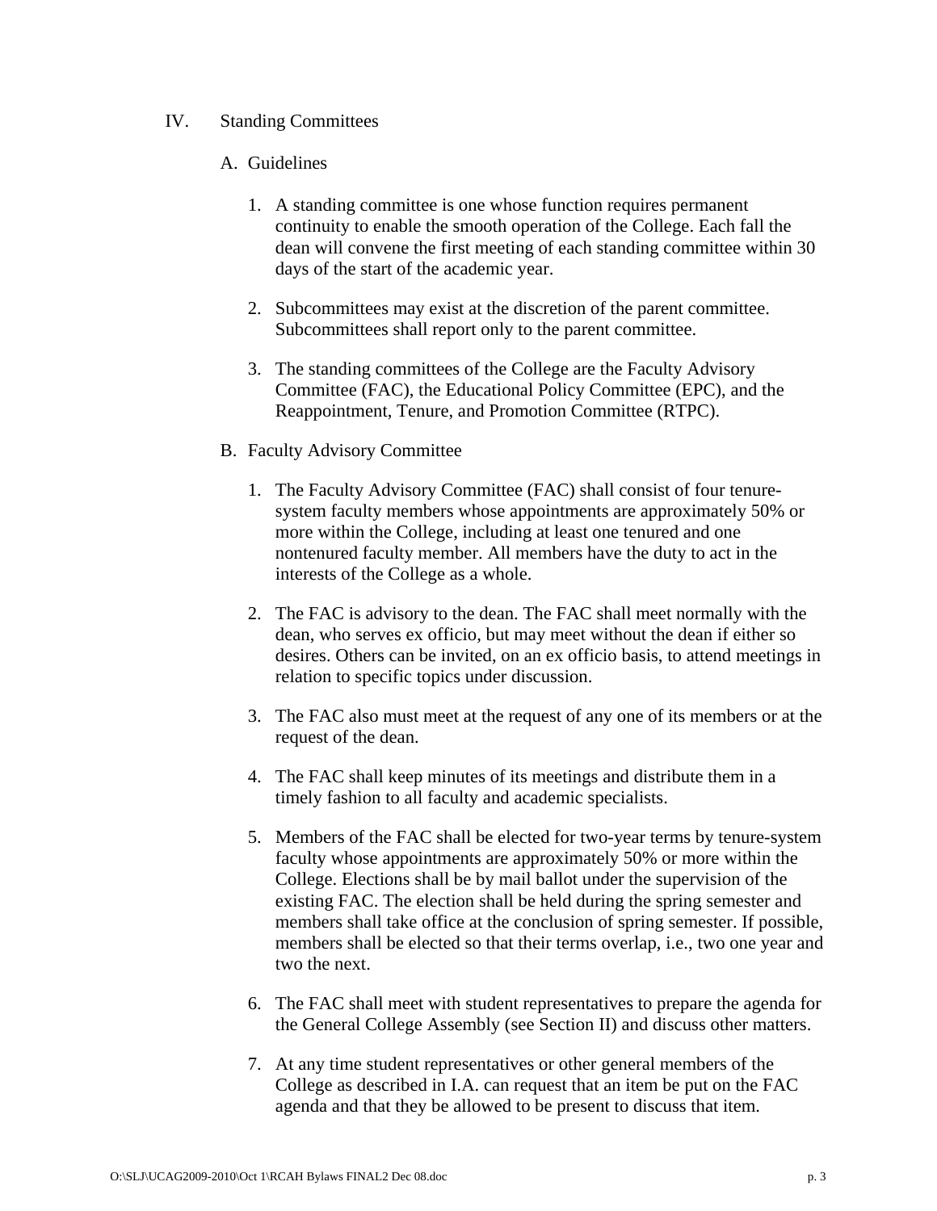## IV. Standing Committees

### A. Guidelines

1. A standing committee is one whose function requires permanent continuity to enable the smooth operation of the College. Each fall the dean will convene the first meeting of each standing committee within 30 days of the start of the academic year.

2. Subcommittees may exist at the discretion of the parent committee. Subcommittees shall report only to the parent committee.

3. The standing committees of the College are the Faculty Advisory Committee (FAC), the Educational Policy Committee (EPC), and the Reappointment, Tenure, and Promotion Committee (RTPC).

### B. Faculty Advisory Committee

1. The Faculty Advisory Committee (FAC) shall consist of four tenure-system faculty members whose appointments are approximately 50% or more within the College, including at least one tenured and one nontenured faculty member. All members have the duty to act in the interests of the College as a whole.

2. The FAC is advisory to the dean. The FAC shall meet normally with the dean, who serves ex officio, but may meet without the dean if either so desires. Others can be invited, on an ex officio basis, to attend meetings in relation to specific topics under discussion.

3. The FAC also must meet at the request of any one of its members or at the request of the dean.

4. The FAC shall keep minutes of its meetings and distribute them in a timely fashion to all faculty and academic specialists.

5. Members of the FAC shall be elected for two-year terms by tenure-system faculty whose appointments are approximately 50% or more within the College. Elections shall be by mail ballot under the supervision of the existing FAC. The election shall be held during the spring semester and members shall take office at the conclusion of spring semester. If possible, members shall be elected so that their terms overlap, i.e., two one year and two the next.

6. The FAC shall meet with student representatives to prepare the agenda for the General College Assembly (see Section II) and discuss other matters.

7. At any time student representatives or other general members of the College as described in I.A. can request that an item be put on the FAC agenda and that they be allowed to be present to discuss that item.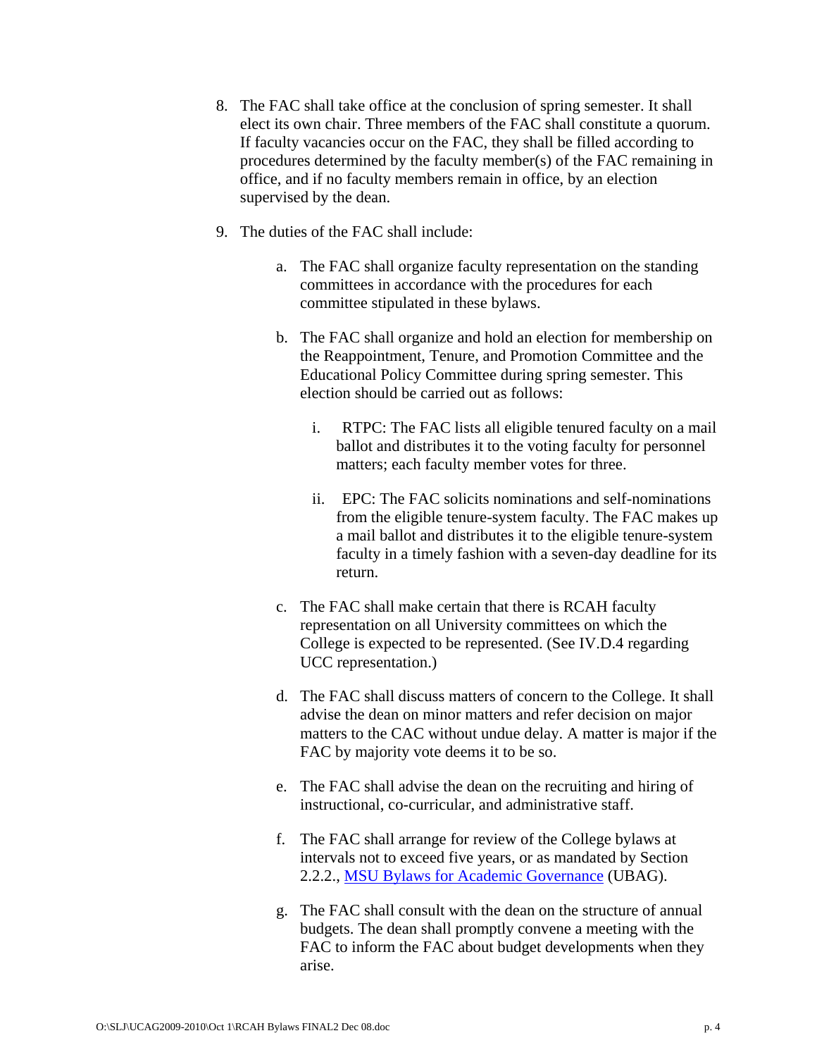8. The FAC shall take office at the conclusion of spring semester. It shall elect its own chair. Three members of the FAC shall constitute a quorum. If faculty vacancies occur on the FAC, they shall be filled according to procedures determined by the faculty member(s) of the FAC remaining in office, and if no faculty members remain in office, by an election supervised by the dean.

9. The duties of the FAC shall include:

   a. The FAC shall organize faculty representation on the standing committees in accordance with the procedures for each committee stipulated in these bylaws.

   b. The FAC shall organize and hold an election for membership on the Reappointment, Tenure, and Promotion Committee and the Educational Policy Committee during spring semester. This election should be carried out as follows:

      i. RTPC: The FAC lists all eligible tenured faculty on a mail ballot and distributes it to the voting faculty for personnel matters; each faculty member votes for three.

      ii. EPC: The FAC solicits nominations and self-nominations from the eligible tenure-system faculty. The FAC makes up a mail ballot and distributes it to the eligible tenure-system faculty in a timely fashion with a seven-day deadline for its return.

   c. The FAC shall make certain that there is RCAH faculty representation on all University committees on which the College is expected to be represented. (See IV.D.4 regarding UCC representation.)

   d. The FAC shall discuss matters of concern to the College. It shall advise the dean on minor matters and refer decision on major matters to the CAC without undue delay. A matter is major if the FAC by majority vote deems it to be so.

   e. The FAC shall advise the dean on the recruiting and hiring of instructional, co-curricular, and administrative staff.

   f. The FAC shall arrange for review of the College bylaws at intervals not to exceed five years, or as mandated by Section 2.2.2., [MSU Bylaws for Academic Governance](MSU Bylaws for Academic Governance) (UBAG).

   g. The FAC shall consult with the dean on the structure of annual budgets. The dean shall promptly convene a meeting with the FAC to inform the FAC about budget developments when they arise.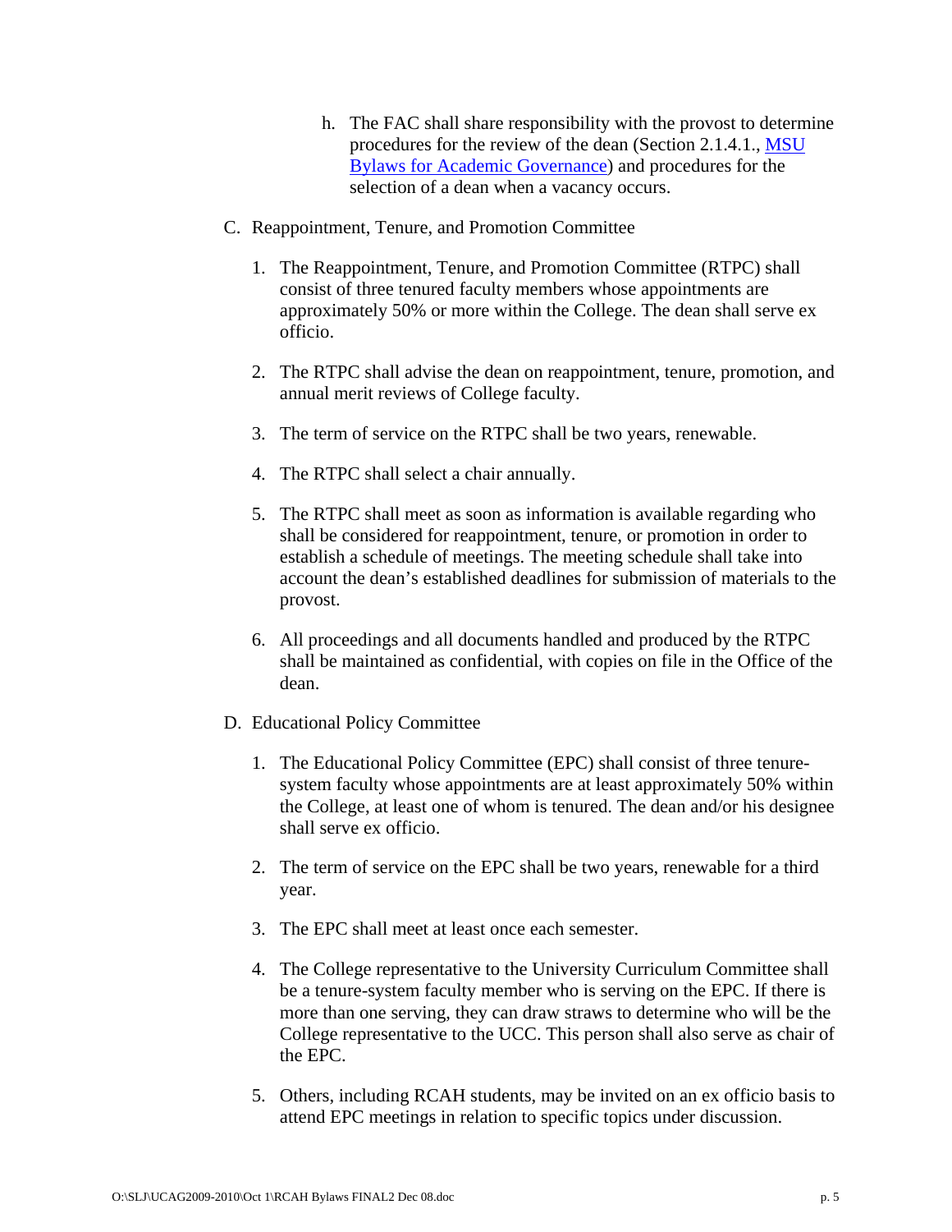h. The FAC shall share responsibility with the provost to determine procedures for the review of the dean (Section 2.1.4.1., MSU Bylaws for Academic Governance) and procedures for the selection of a dean when a vacancy occurs.

C. Reappointment, Tenure, and Promotion Committee

1. The Reappointment, Tenure, and Promotion Committee (RTPC) shall consist of three tenured faculty members whose appointments are approximately 50% or more within the College. The dean shall serve ex officio.

2. The RTPC shall advise the dean on reappointment, tenure, promotion, and annual merit reviews of College faculty.

3. The term of service on the RTPC shall be two years, renewable.

4. The RTPC shall select a chair annually.

5. The RTPC shall meet as soon as information is available regarding who shall be considered for reappointment, tenure, or promotion in order to establish a schedule of meetings. The meeting schedule shall take into account the dean's established deadlines for submission of materials to the provost.

6. All proceedings and all documents handled and produced by the RTPC shall be maintained as confidential, with copies on file in the Office of the dean.

D. Educational Policy Committee

1. The Educational Policy Committee (EPC) shall consist of three tenure-system faculty whose appointments are at least approximately 50% within the College, at least one of whom is tenured. The dean and/or his designee shall serve ex officio.

2. The term of service on the EPC shall be two years, renewable for a third year.

3. The EPC shall meet at least once each semester.

4. The College representative to the University Curriculum Committee shall be a tenure-system faculty member who is serving on the EPC. If there is more than one serving, they can draw straws to determine who will be the College representative to the UCC. This person shall also serve as chair of the EPC.

5. Others, including RCAH students, may be invited on an ex officio basis to attend EPC meetings in relation to specific topics under discussion.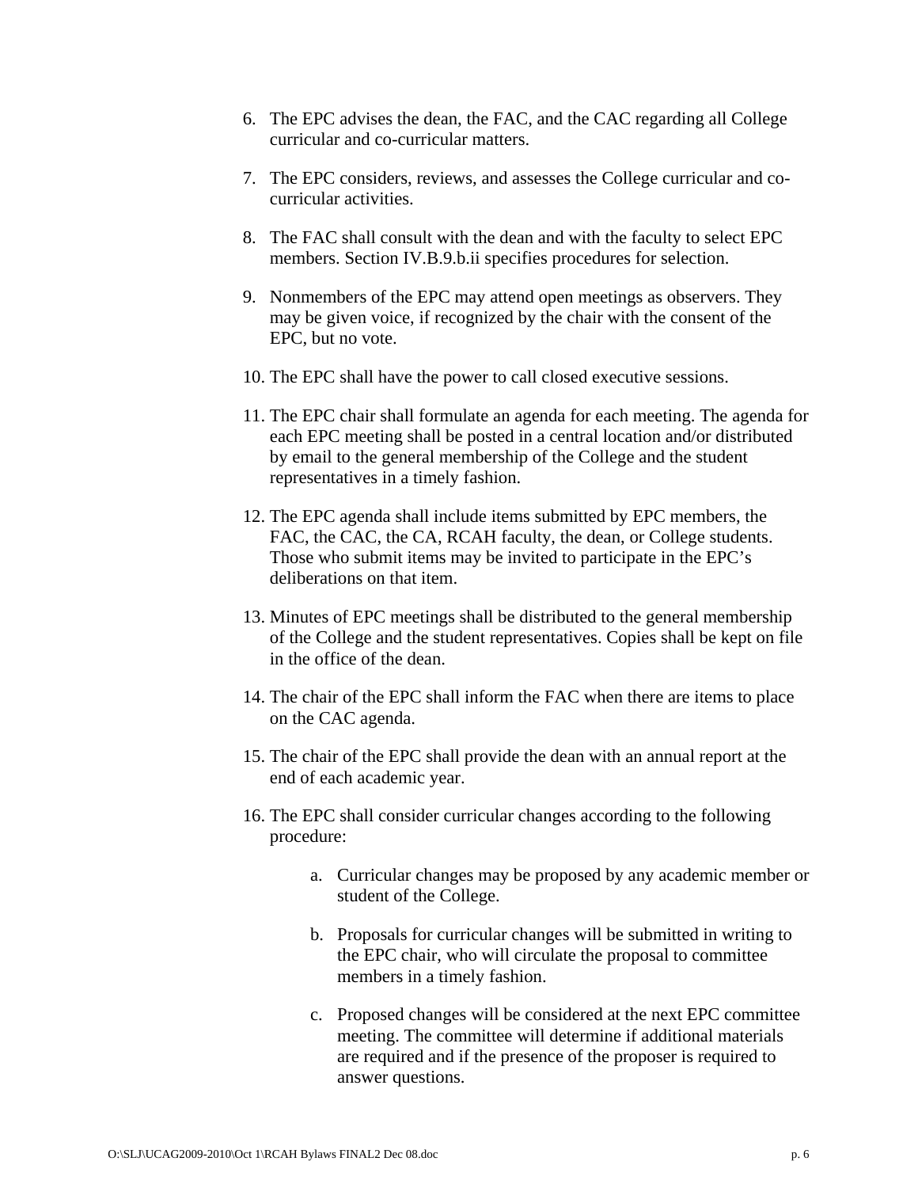6. The EPC advises the dean, the FAC, and the CAC regarding all College curricular and co-curricular matters.

7. The EPC considers, reviews, and assesses the College curricular and co-curricular activities.

8. The FAC shall consult with the dean and with the faculty to select EPC members. Section IV.B.9.b.ii specifies procedures for selection.

9. Nonmembers of the EPC may attend open meetings as observers. They may be given voice, if recognized by the chair with the consent of the EPC, but no vote.

10. The EPC shall have the power to call closed executive sessions.

11. The EPC chair shall formulate an agenda for each meeting. The agenda for each EPC meeting shall be posted in a central location and/or distributed by email to the general membership of the College and the student representatives in a timely fashion.

12. The EPC agenda shall include items submitted by EPC members, the FAC, the CAC, the CA, RCAH faculty, the dean, or College students. Those who submit items may be invited to participate in the EPC's deliberations on that item.

13. Minutes of EPC meetings shall be distributed to the general membership of the College and the student representatives. Copies shall be kept on file in the office of the dean.

14. The chair of the EPC shall inform the FAC when there are items to place on the CAC agenda.

15. The chair of the EPC shall provide the dean with an annual report at the end of each academic year.

16. The EPC shall consider curricular changes according to the following procedure:

    a. Curricular changes may be proposed by any academic member or student of the College.

    b. Proposals for curricular changes will be submitted in writing to the EPC chair, who will circulate the proposal to committee members in a timely fashion.

    c. Proposed changes will be considered at the next EPC committee meeting. The committee will determine if additional materials are required and if the presence of the proposer is required to answer questions.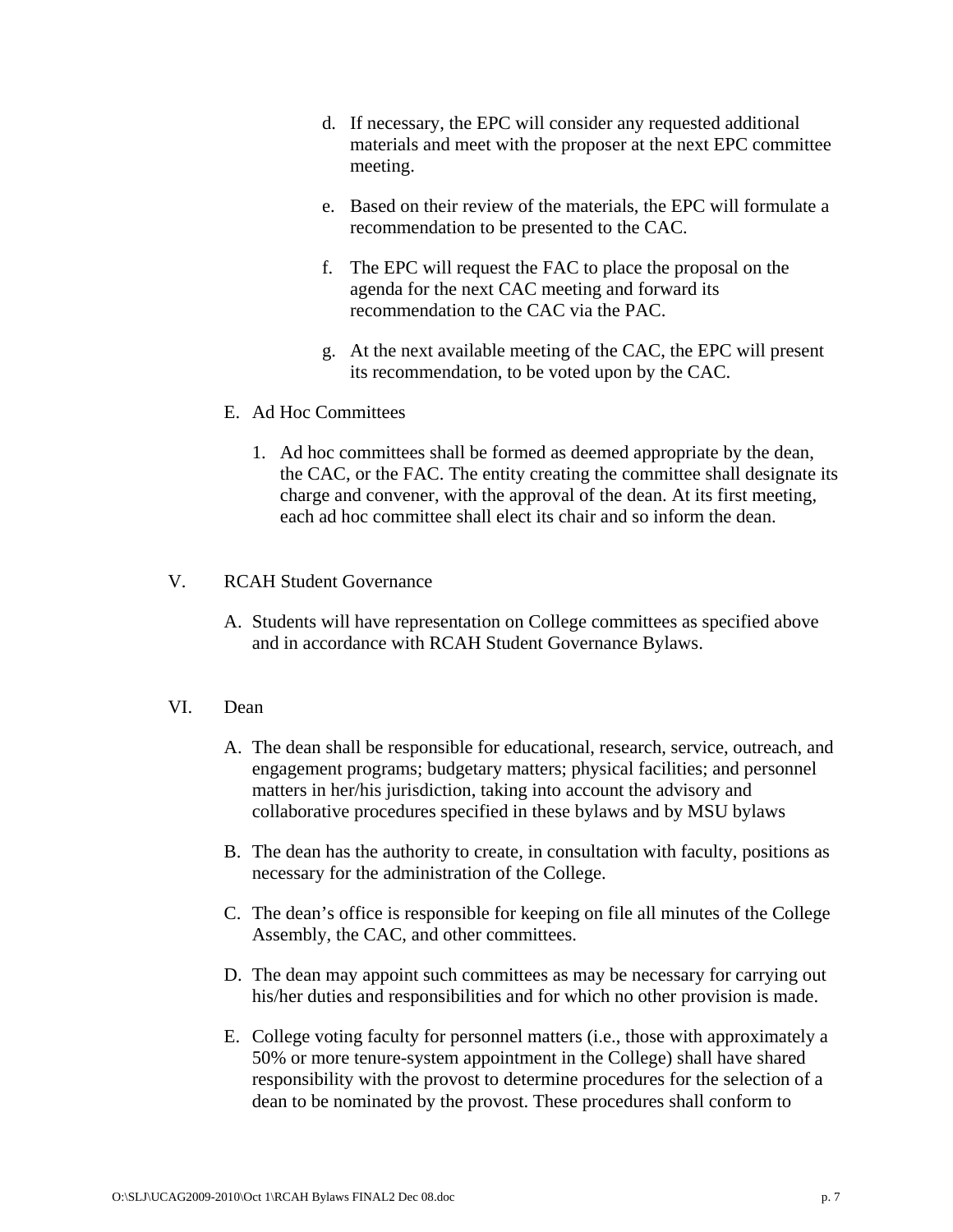d. If necessary, the EPC will consider any requested additional materials and meet with the proposer at the next EPC committee meeting.

e. Based on their review of the materials, the EPC will formulate a recommendation to be presented to the CAC.

f. The EPC will request the FAC to place the proposal on the agenda for the next CAC meeting and forward its recommendation to the CAC via the PAC.

g. At the next available meeting of the CAC, the EPC will present its recommendation, to be voted upon by the CAC.

E. Ad Hoc Committees

1. Ad hoc committees shall be formed as deemed appropriate by the dean, the CAC, or the FAC. The entity creating the committee shall designate its charge and convener, with the approval of the dean. At its first meeting, each ad hoc committee shall elect its chair and so inform the dean.

V. RCAH Student Governance

A. Students will have representation on College committees as specified above and in accordance with RCAH Student Governance Bylaws.

VI. Dean

A. The dean shall be responsible for educational, research, service, outreach, and engagement programs; budgetary matters; physical facilities; and personnel matters in her/his jurisdiction, taking into account the advisory and collaborative procedures specified in these bylaws and by MSU bylaws

B. The dean has the authority to create, in consultation with faculty, positions as necessary for the administration of the College.

C. The dean's office is responsible for keeping on file all minutes of the College Assembly, the CAC, and other committees.

D. The dean may appoint such committees as may be necessary for carrying out his/her duties and responsibilities and for which no other provision is made.

E. College voting faculty for personnel matters (i.e., those with approximately a 50% or more tenure-system appointment in the College) shall have shared responsibility with the provost to determine procedures for the selection of a dean to be nominated by the provost. These procedures shall conform to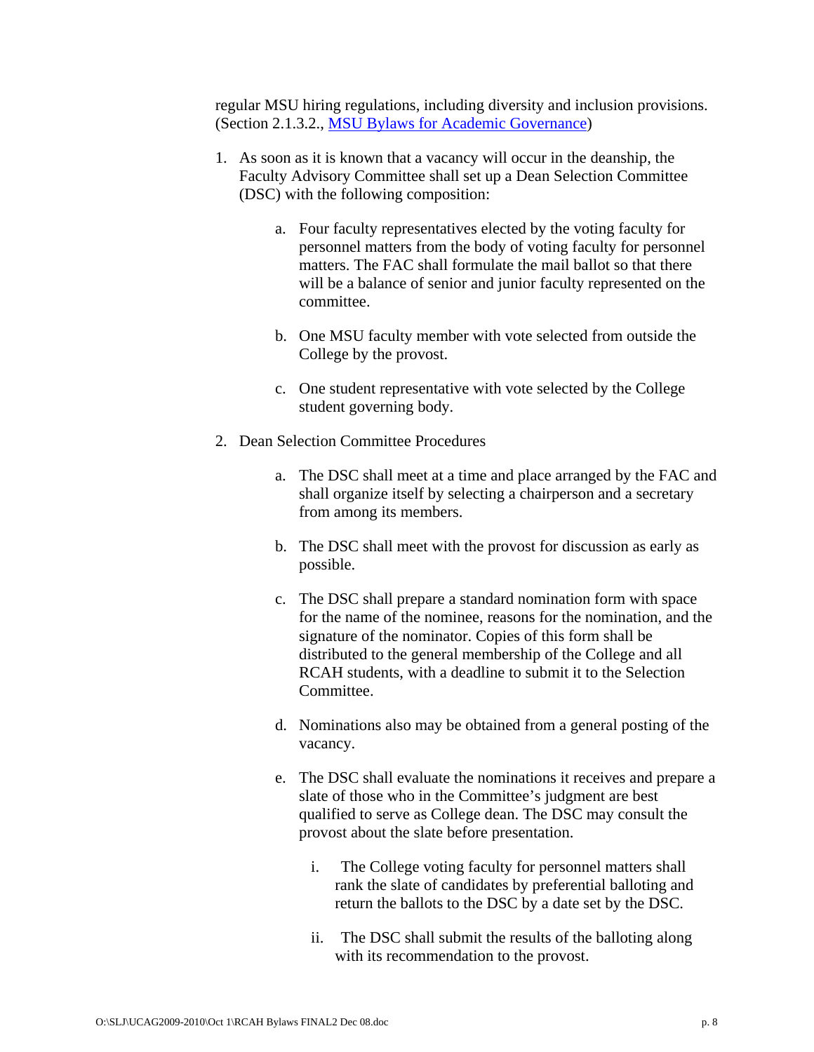regular MSU hiring regulations, including diversity and inclusion provisions. (Section 2.1.3.2., [MSU Bylaws for Academic Governance](MSU Bylaws for Academic Governance))

1. As soon as it is known that a vacancy will occur in the deanship, the Faculty Advisory Committee shall set up a Dean Selection Committee (DSC) with the following composition:

    a. Four faculty representatives elected by the voting faculty for personnel matters from the body of voting faculty for personnel matters. The FAC shall formulate the mail ballot so that there will be a balance of senior and junior faculty represented on the committee.

    b. One MSU faculty member with vote selected from outside the College by the provost.

    c. One student representative with vote selected by the College student governing body.

2. Dean Selection Committee Procedures

    a. The DSC shall meet at a time and place arranged by the FAC and shall organize itself by selecting a chairperson and a secretary from among its members.

    b. The DSC shall meet with the provost for discussion as early as possible.

    c. The DSC shall prepare a standard nomination form with space for the name of the nominee, reasons for the nomination, and the signature of the nominator. Copies of this form shall be distributed to the general membership of the College and all RCAH students, with a deadline to submit it to the Selection Committee.

    d. Nominations also may be obtained from a general posting of the vacancy.

    e. The DSC shall evaluate the nominations it receives and prepare a slate of those who in the Committee's judgment are best qualified to serve as College dean. The DSC may consult the provost about the slate before presentation.

        i. The College voting faculty for personnel matters shall rank the slate of candidates by preferential balloting and return the ballots to the DSC by a date set by the DSC.

        ii. The DSC shall submit the results of the balloting along with its recommendation to the provost.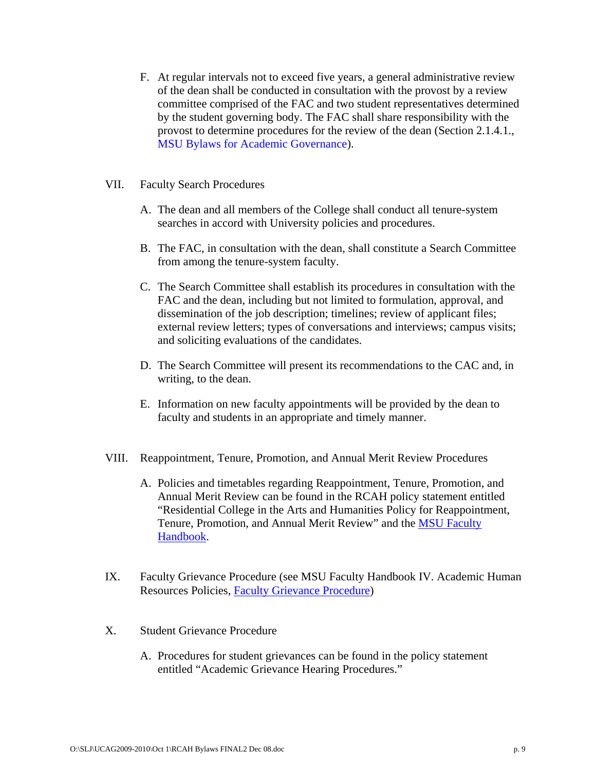F. At regular intervals not to exceed five years, a general administrative review of the dean shall be conducted in consultation with the provost by a review committee comprised of the FAC and two student representatives determined by the student governing body. The FAC shall share responsibility with the provost to determine procedures for the review of the dean (Section 2.1.4.1., MSU Bylaws for Academic Governance).

## VII. Faculty Search Procedures

A. The dean and all members of the College shall conduct all tenure-system searches in accord with University policies and procedures.

B. The FAC, in consultation with the dean, shall constitute a Search Committee from among the tenure-system faculty.

C. The Search Committee shall establish its procedures in consultation with the FAC and the dean, including but not limited to formulation, approval, and dissemination of the job description; timelines; review of applicant files; external review letters; types of conversations and interviews; campus visits; and soliciting evaluations of the candidates.

D. The Search Committee will present its recommendations to the CAC and, in writing, to the dean.

E. Information on new faculty appointments will be provided by the dean to faculty and students in an appropriate and timely manner.

## VIII. Reappointment, Tenure, Promotion, and Annual Merit Review Procedures

A. Policies and timetables regarding Reappointment, Tenure, Promotion, and Annual Merit Review can be found in the RCAH policy statement entitled "Residential College in the Arts and Humanities Policy for Reappointment, Tenure, Promotion, and Annual Merit Review" and the MSU Faculty Handbook.

## IX. Faculty Grievance Procedure (see MSU Faculty Handbook IV. Academic Human Resources Policies, Faculty Grievance Procedure)

## X. Student Grievance Procedure

A. Procedures for student grievances can be found in the policy statement entitled "Academic Grievance Hearing Procedures."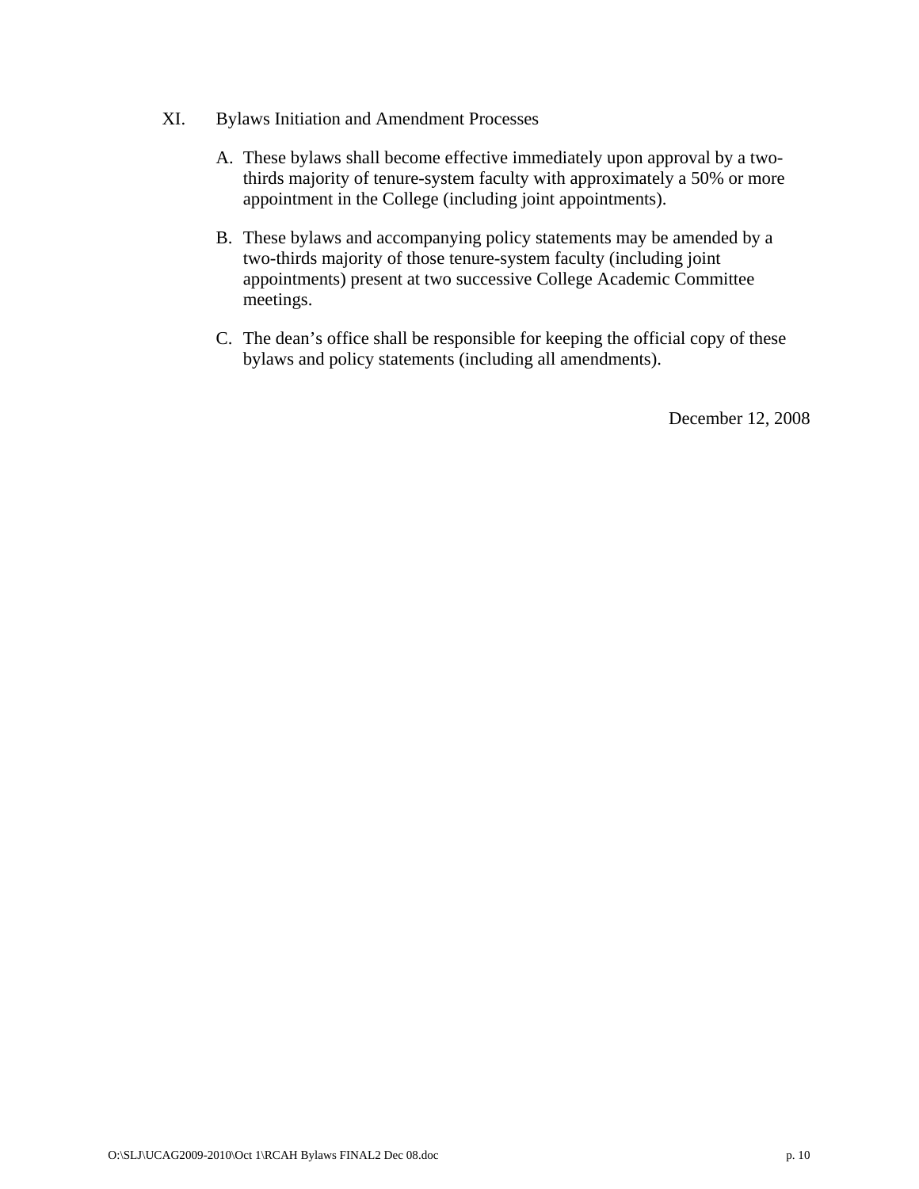## XI. Bylaws Initiation and Amendment Processes

A. These bylaws shall become effective immediately upon approval by a two-thirds majority of tenure-system faculty with approximately a 50% or more appointment in the College (including joint appointments).

B. These bylaws and accompanying policy statements may be amended by a two-thirds majority of those tenure-system faculty (including joint appointments) present at two successive College Academic Committee meetings.

C. The dean's office shall be responsible for keeping the official copy of these bylaws and policy statements (including all amendments).

December 12, 2008